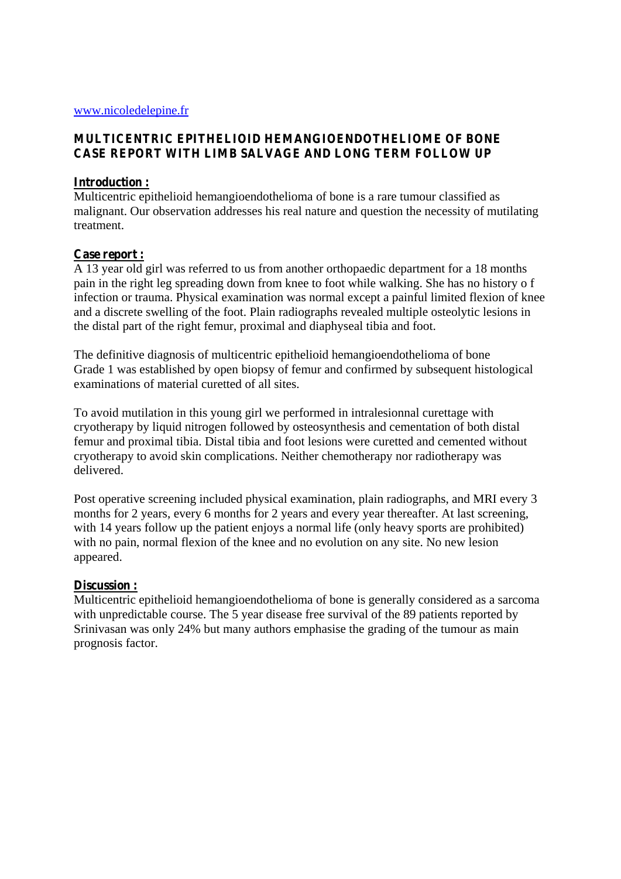www.nicoledelepine.fr

# MULTICENTRIC EPITHELIOID HEMANGIOENDOTHELIOME OF BONE CASE REPORT WITH LIMB SALVAGE AND LONG TERM FOLLOW UP

## Introduction :

Multicentric epithelioid hemangioendothelioma of bone is a rare tumour classified as malignant. Our observation addresses his real nature and question the necessity of mutilating treatment.

## Case report :

A 13 year old girl was referred to us from another orthopaedic department for a 18 months pain in the right leg spreading down from knee to foot while walking. She has no history o f infection or trauma. Physical examination was normal except a painful limited flexion of knee and a discrete swelling of the foot. Plain radiographs revealed multiple osteolytic lesions in the distal part of the right femur, proximal and diaphyseal tibia and foot.

The definitive diagnosis of multicentric epithelioid hemangioendothelioma of bone Grade 1 was established by open biopsy of femur and confirmed by subsequent histological examinations of material curetted of all sites.

To avoid mutilation in this young girl we performed in intralesionnal curettage with cryotherapy by liquid nitrogen followed by osteosynthesis and cementation of both distal femur and proximal tibia. Distal tibia and foot lesions were curetted and cemented without cryotherapy to avoid skin complications. Neither chemotherapy nor radiotherapy was delivered.

Post operative screening included physical examination, plain radiographs, and MRI every 3 months for 2 years, every 6 months for 2 years and every year thereafter. At last screening, with 14 years follow up the patient enjoys a normal life (only heavy sports are prohibited) with no pain, normal flexion of the knee and no evolution on any site. No new lesion appeared.

## Discussion :

Multicentric epithelioid hemangioendothelioma of bone is generally considered as a sarcoma with unpredictable course. The 5 year disease free survival of the 89 patients reported by Srinivasan was only 24% but many authors emphasise the grading of the tumour as main prognosis factor.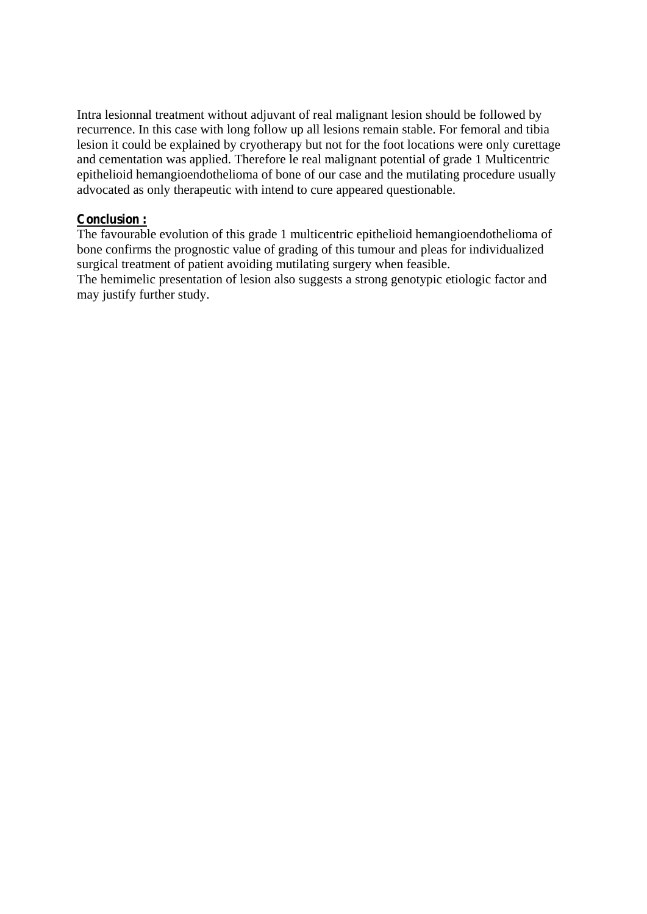Intra lesionnal treatment without adjuvant of real malignant lesion should be followed by recurrence. In this case with long follow up all lesions remain stable. For femoral and tibia lesion it could be explained by cryotherapy but not for the foot locations were only curettage and cementation was applied. Therefore le real malignant potential of grade 1 Multicentric epithelioid hemangioendothelioma of bone of our case and the mutilating procedure usually advocated as only therapeutic with intend to cure appeared questionable.

**Conclusion :**

The favourable evolution of this grade 1 multicentric epithelioid hemangioendothelioma of bone confirms the prognostic value of grading of this tumour and pleas for individualized surgical treatment of patient avoiding mutilating surgery when feasible.

The hemimelic presentation of lesion also suggests a strong genotypic etiologic factor and may justify further study.